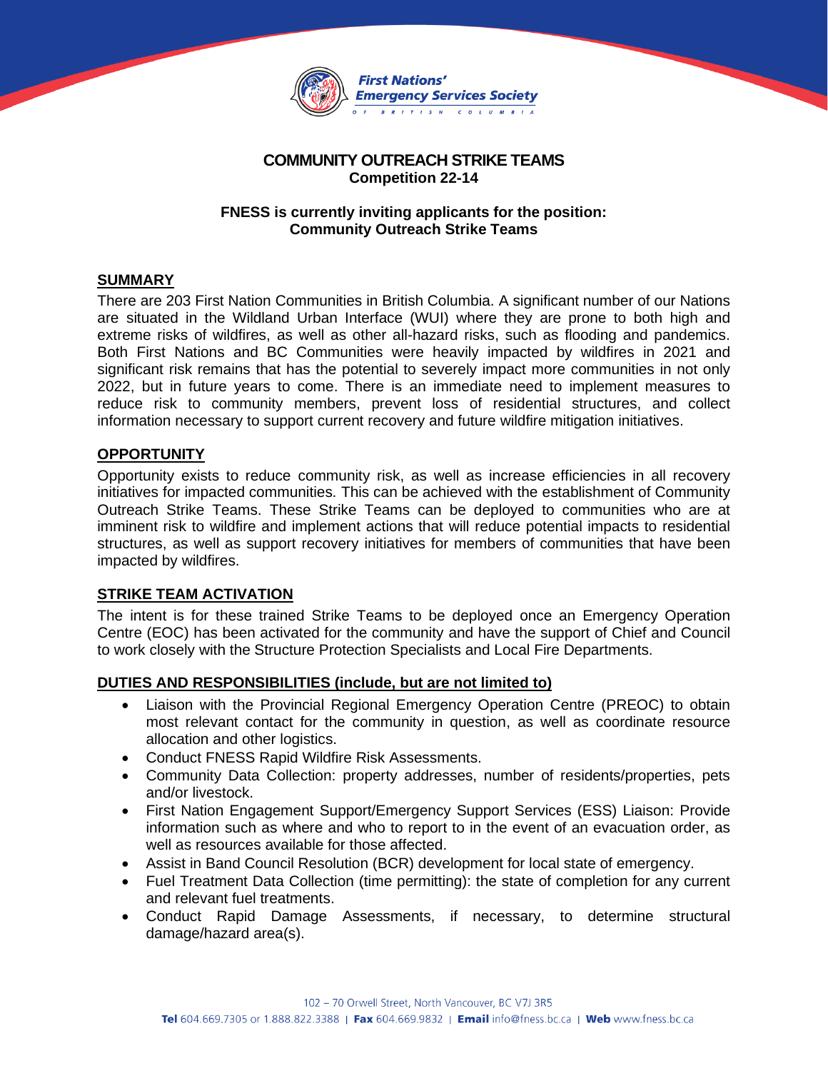First Nations' Emergency Services Society of British Columbia

# COMMUNITY OUTREACH STRIKE TEAMS

**Competition 22-14**

**FNESS is currently inviting applicants for the position:**
**Community Outreach Strike Teams**

## SUMMARY

There are 203 First Nation Communities in British Columbia. A significant number of our Nations are situated in the Wildland Urban Interface (WUI) where they are prone to both high and extreme risks of wildfires, as well as other all-hazard risks, such as flooding and pandemics. Both First Nations and BC Communities were heavily impacted by wildfires in 2021 and significant risk remains that has the potential to severely impact more communities in not only 2022, but in future years to come. There is an immediate need to implement measures to reduce risk to community members, prevent loss of residential structures, and collect information necessary to support current recovery and future wildfire mitigation initiatives.

## OPPORTUNITY

Opportunity exists to reduce community risk, as well as increase efficiencies in all recovery initiatives for impacted communities. This can be achieved with the establishment of Community Outreach Strike Teams. These Strike Teams can be deployed to communities who are at imminent risk to wildfire and implement actions that will reduce potential impacts to residential structures, as well as support recovery initiatives for members of communities that have been impacted by wildfires.

## STRIKE TEAM ACTIVATION

The intent is for these trained Strike Teams to be deployed once an Emergency Operation Centre (EOC) has been activated for the community and have the support of Chief and Council to work closely with the Structure Protection Specialists and Local Fire Departments.

## DUTIES AND RESPONSIBILITIES (include, but are not limited to)

- Liaison with the Provincial Regional Emergency Operation Centre (PREOC) to obtain most relevant contact for the community in question, as well as coordinate resource allocation and other logistics.
- Conduct FNESS Rapid Wildfire Risk Assessments.
- Community Data Collection: property addresses, number of residents/properties, pets and/or livestock.
- First Nation Engagement Support/Emergency Support Services (ESS) Liaison: Provide information such as where and who to report to in the event of an evacuation order, as well as resources available for those affected.
- Assist in Band Council Resolution (BCR) development for local state of emergency.
- Fuel Treatment Data Collection (time permitting): the state of completion for any current and relevant fuel treatments.
- Conduct Rapid Damage Assessments, if necessary, to determine structural damage/hazard area(s).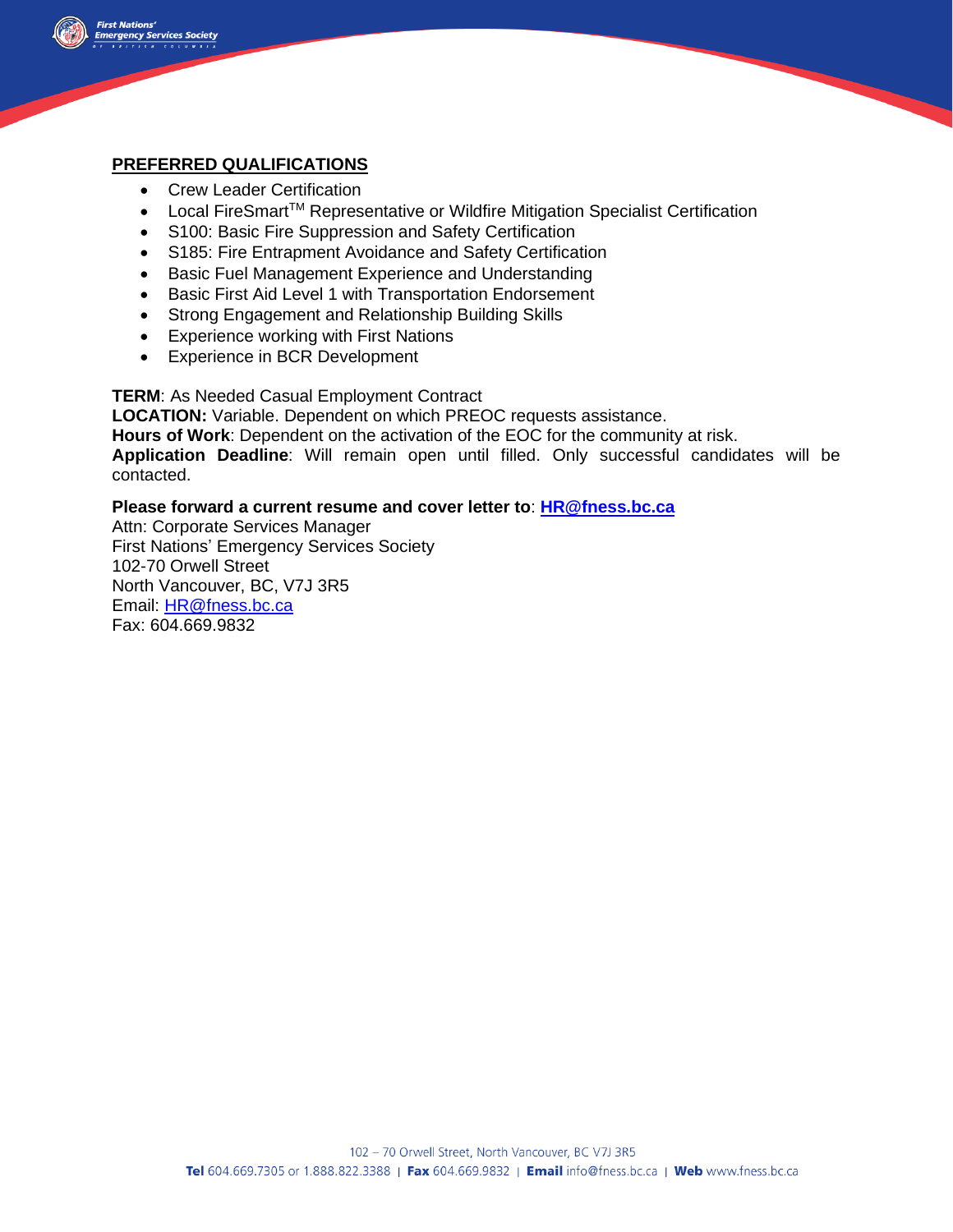## PREFERRED QUALIFICATIONS

- Crew Leader Certification
- Local FireSmart™ Representative or Wildfire Mitigation Specialist Certification
- S100: Basic Fire Suppression and Safety Certification
- S185: Fire Entrapment Avoidance and Safety Certification
- Basic Fuel Management Experience and Understanding
- Basic First Aid Level 1 with Transportation Endorsement
- Strong Engagement and Relationship Building Skills
- Experience working with First Nations
- Experience in BCR Development

**TERM**: As Needed Casual Employment Contract
**LOCATION:** Variable. Dependent on which PREOC requests assistance.
**Hours of Work**: Dependent on the activation of the EOC for the community at risk.
**Application Deadline**: Will remain open until filled. Only successful candidates will be contacted.

**Please forward a current resume and cover letter to**: **HR@fness.bc.ca**
Attn: Corporate Services Manager
First Nations' Emergency Services Society
102-70 Orwell Street
North Vancouver, BC, V7J 3R5
Email: HR@fness.bc.ca
Fax: 604.669.9832